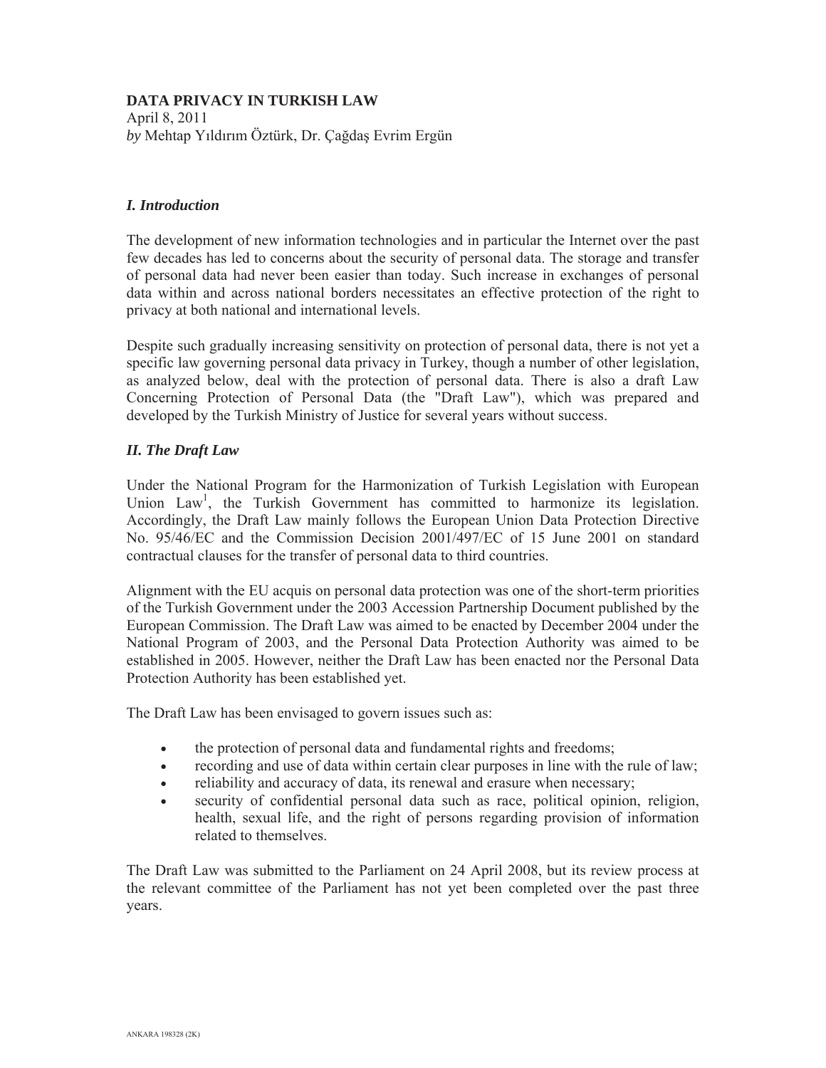**DATA PRIVACY IN TURKISH LAW**
April 8, 2011
*by* Mehtap Yıldırım Öztürk, Dr. Çağdaş Evrim Ergün

## *I. Introduction*

The development of new information technologies and in particular the Internet over the past few decades has led to concerns about the security of personal data. The storage and transfer of personal data had never been easier than today. Such increase in exchanges of personal data within and across national borders necessitates an effective protection of the right to privacy at both national and international levels.

Despite such gradually increasing sensitivity on protection of personal data, there is not yet a specific law governing personal data privacy in Turkey, though a number of other legislation, as analyzed below, deal with the protection of personal data. There is also a draft Law Concerning Protection of Personal Data (the "Draft Law"), which was prepared and developed by the Turkish Ministry of Justice for several years without success.

## *II. The Draft Law*

Under the National Program for the Harmonization of Turkish Legislation with European Union Law[1], the Turkish Government has committed to harmonize its legislation. Accordingly, the Draft Law mainly follows the European Union Data Protection Directive No. 95/46/EC and the Commission Decision 2001/497/EC of 15 June 2001 on standard contractual clauses for the transfer of personal data to third countries.

Alignment with the EU acquis on personal data protection was one of the short-term priorities of the Turkish Government under the 2003 Accession Partnership Document published by the European Commission. The Draft Law was aimed to be enacted by December 2004 under the National Program of 2003, and the Personal Data Protection Authority was aimed to be established in 2005. However, neither the Draft Law has been enacted nor the Personal Data Protection Authority has been established yet.

The Draft Law has been envisaged to govern issues such as:

- the protection of personal data and fundamental rights and freedoms;
- recording and use of data within certain clear purposes in line with the rule of law;
- reliability and accuracy of data, its renewal and erasure when necessary;
- security of confidential personal data such as race, political opinion, religion, health, sexual life, and the right of persons regarding provision of information related to themselves.

The Draft Law was submitted to the Parliament on 24 April 2008, but its review process at the relevant committee of the Parliament has not yet been completed over the past three years.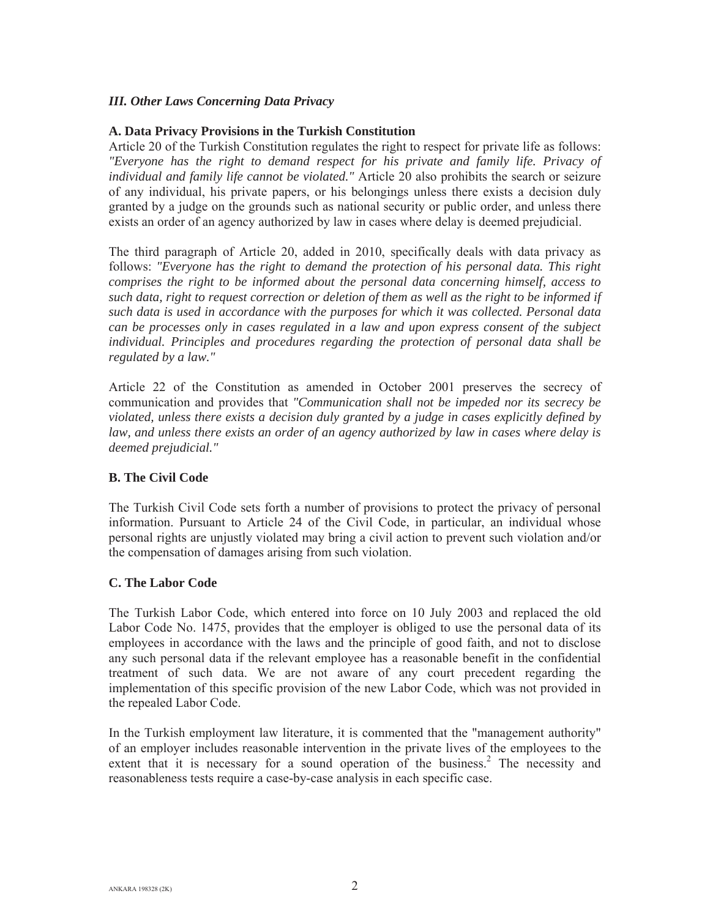### *III. Other Laws Concerning Data Privacy*

#### A. Data Privacy Provisions in the Turkish Constitution

Article 20 of the Turkish Constitution regulates the right to respect for private life as follows: *"Everyone has the right to demand respect for his private and family life. Privacy of individual and family life cannot be violated."* Article 20 also prohibits the search or seizure of any individual, his private papers, or his belongings unless there exists a decision duly granted by a judge on the grounds such as national security or public order, and unless there exists an order of an agency authorized by law in cases where delay is deemed prejudicial.

The third paragraph of Article 20, added in 2010, specifically deals with data privacy as follows: *"Everyone has the right to demand the protection of his personal data. This right comprises the right to be informed about the personal data concerning himself, access to such data, right to request correction or deletion of them as well as the right to be informed if such data is used in accordance with the purposes for which it was collected. Personal data can be processes only in cases regulated in a law and upon express consent of the subject individual. Principles and procedures regarding the protection of personal data shall be regulated by a law."*

Article 22 of the Constitution as amended in October 2001 preserves the secrecy of communication and provides that *"Communication shall not be impeded nor its secrecy be violated, unless there exists a decision duly granted by a judge in cases explicitly defined by law, and unless there exists an order of an agency authorized by law in cases where delay is deemed prejudicial."*

#### B. The Civil Code

The Turkish Civil Code sets forth a number of provisions to protect the privacy of personal information. Pursuant to Article 24 of the Civil Code, in particular, an individual whose personal rights are unjustly violated may bring a civil action to prevent such violation and/or the compensation of damages arising from such violation.

#### C. The Labor Code

The Turkish Labor Code, which entered into force on 10 July 2003 and replaced the old Labor Code No. 1475, provides that the employer is obliged to use the personal data of its employees in accordance with the laws and the principle of good faith, and not to disclose any such personal data if the relevant employee has a reasonable benefit in the confidential treatment of such data. We are not aware of any court precedent regarding the implementation of this specific provision of the new Labor Code, which was not provided in the repealed Labor Code.

In the Turkish employment law literature, it is commented that the "management authority" of an employer includes reasonable intervention in the private lives of the employees to the extent that it is necessary for a sound operation of the business.[2] The necessity and reasonableness tests require a case-by-case analysis in each specific case.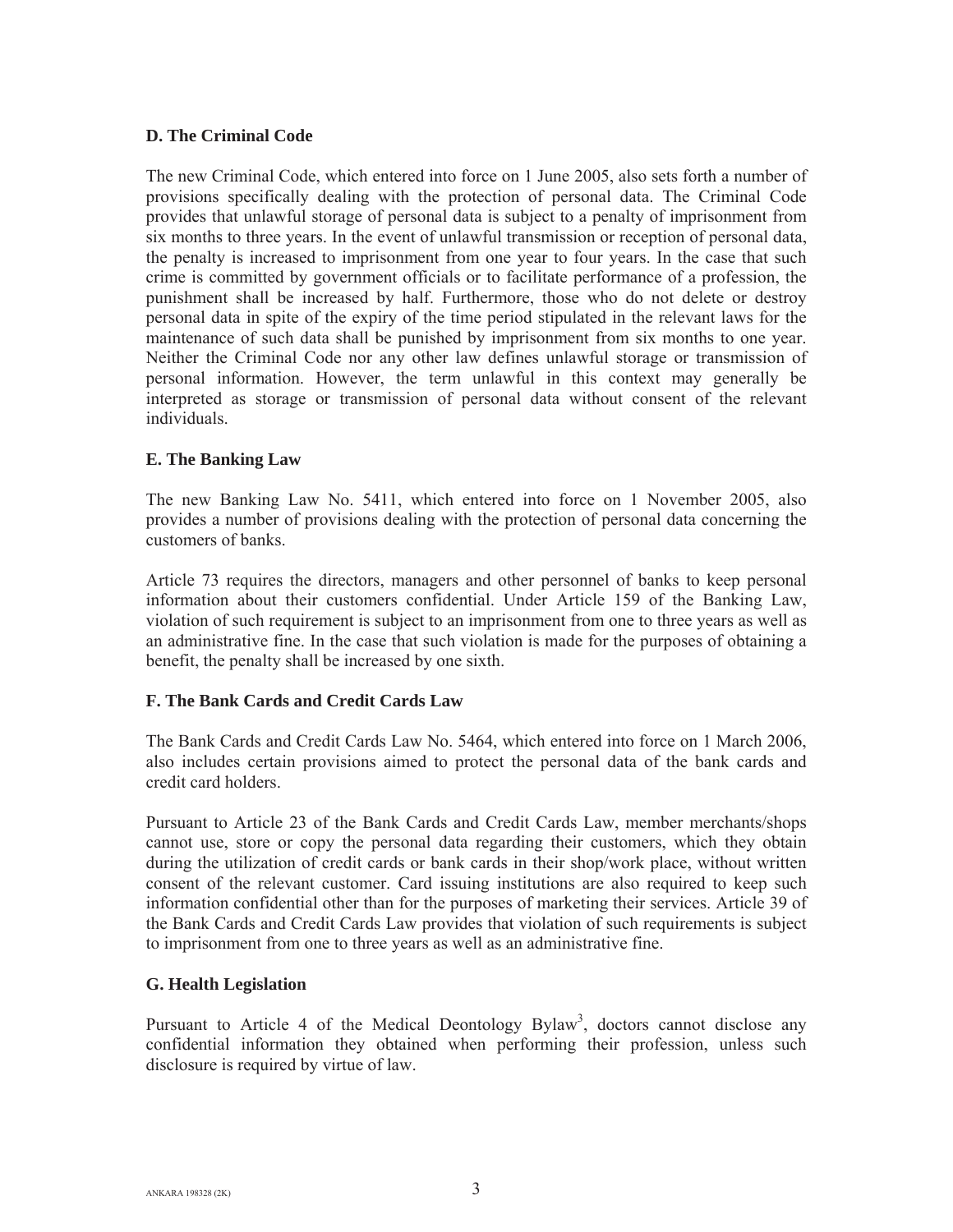### D. The Criminal Code

The new Criminal Code, which entered into force on 1 June 2005, also sets forth a number of provisions specifically dealing with the protection of personal data. The Criminal Code provides that unlawful storage of personal data is subject to a penalty of imprisonment from six months to three years. In the event of unlawful transmission or reception of personal data, the penalty is increased to imprisonment from one year to four years. In the case that such crime is committed by government officials or to facilitate performance of a profession, the punishment shall be increased by half. Furthermore, those who do not delete or destroy personal data in spite of the expiry of the time period stipulated in the relevant laws for the maintenance of such data shall be punished by imprisonment from six months to one year. Neither the Criminal Code nor any other law defines unlawful storage or transmission of personal information. However, the term unlawful in this context may generally be interpreted as storage or transmission of personal data without consent of the relevant individuals.

### E. The Banking Law

The new Banking Law No. 5411, which entered into force on 1 November 2005, also provides a number of provisions dealing with the protection of personal data concerning the customers of banks.

Article 73 requires the directors, managers and other personnel of banks to keep personal information about their customers confidential. Under Article 159 of the Banking Law, violation of such requirement is subject to an imprisonment from one to three years as well as an administrative fine. In the case that such violation is made for the purposes of obtaining a benefit, the penalty shall be increased by one sixth.

### F. The Bank Cards and Credit Cards Law

The Bank Cards and Credit Cards Law No. 5464, which entered into force on 1 March 2006, also includes certain provisions aimed to protect the personal data of the bank cards and credit card holders.

Pursuant to Article 23 of the Bank Cards and Credit Cards Law, member merchants/shops cannot use, store or copy the personal data regarding their customers, which they obtain during the utilization of credit cards or bank cards in their shop/work place, without written consent of the relevant customer. Card issuing institutions are also required to keep such information confidential other than for the purposes of marketing their services. Article 39 of the Bank Cards and Credit Cards Law provides that violation of such requirements is subject to imprisonment from one to three years as well as an administrative fine.

### G. Health Legislation

Pursuant to Article 4 of the Medical Deontology Bylaw[3], doctors cannot disclose any confidential information they obtained when performing their profession, unless such disclosure is required by virtue of law.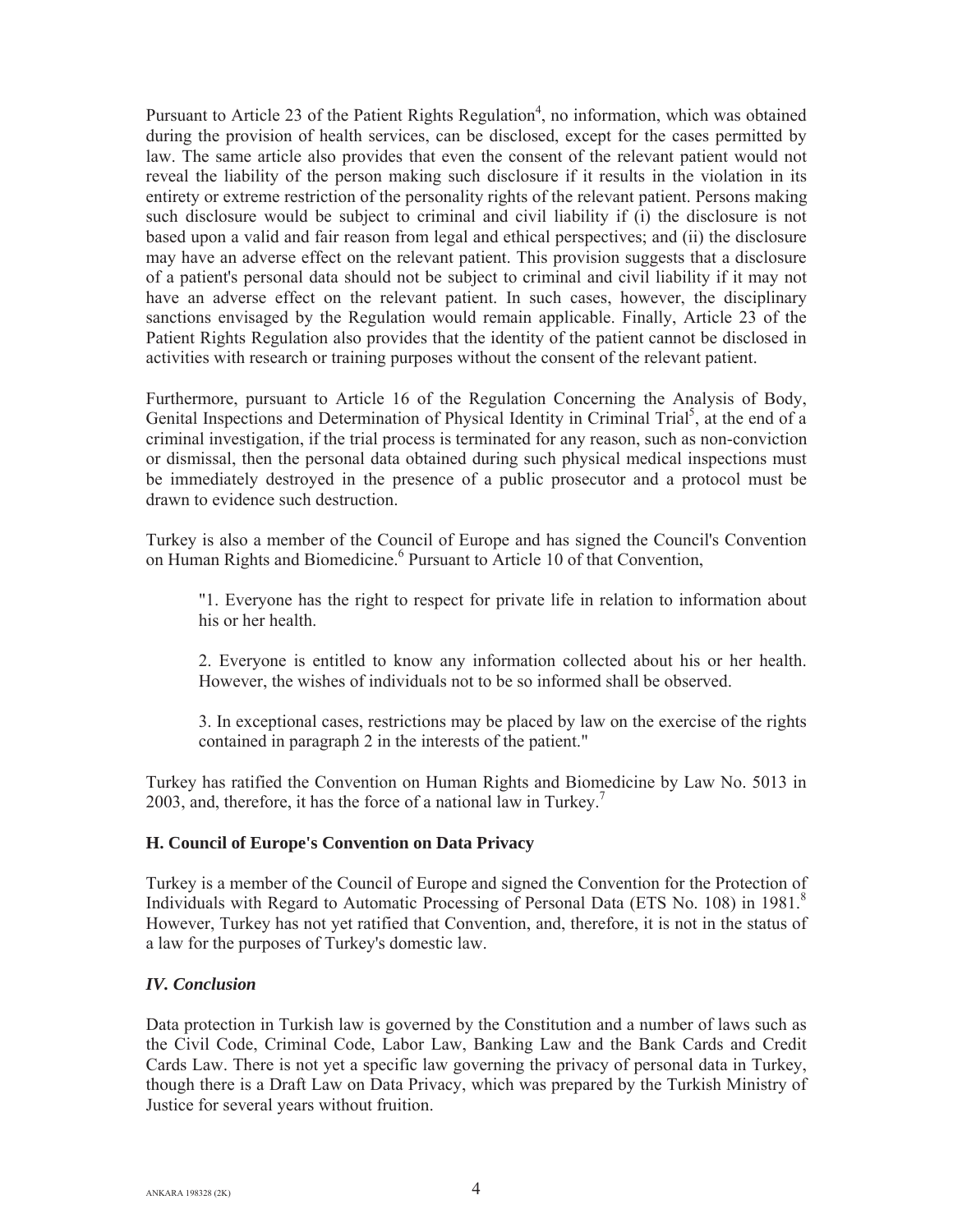Pursuant to Article 23 of the Patient Rights Regulation[4], no information, which was obtained during the provision of health services, can be disclosed, except for the cases permitted by law. The same article also provides that even the consent of the relevant patient would not reveal the liability of the person making such disclosure if it results in the violation in its entirety or extreme restriction of the personality rights of the relevant patient. Persons making such disclosure would be subject to criminal and civil liability if (i) the disclosure is not based upon a valid and fair reason from legal and ethical perspectives; and (ii) the disclosure may have an adverse effect on the relevant patient. This provision suggests that a disclosure of a patient's personal data should not be subject to criminal and civil liability if it may not have an adverse effect on the relevant patient. In such cases, however, the disciplinary sanctions envisaged by the Regulation would remain applicable. Finally, Article 23 of the Patient Rights Regulation also provides that the identity of the patient cannot be disclosed in activities with research or training purposes without the consent of the relevant patient.

Furthermore, pursuant to Article 16 of the Regulation Concerning the Analysis of Body, Genital Inspections and Determination of Physical Identity in Criminal Trial[5], at the end of a criminal investigation, if the trial process is terminated for any reason, such as non-conviction or dismissal, then the personal data obtained during such physical medical inspections must be immediately destroyed in the presence of a public prosecutor and a protocol must be drawn to evidence such destruction.

Turkey is also a member of the Council of Europe and has signed the Council's Convention on Human Rights and Biomedicine.[6] Pursuant to Article 10 of that Convention,

> "1. Everyone has the right to respect for private life in relation to information about his or her health.
>
> 2. Everyone is entitled to know any information collected about his or her health. However, the wishes of individuals not to be so informed shall be observed.
>
> 3. In exceptional cases, restrictions may be placed by law on the exercise of the rights contained in paragraph 2 in the interests of the patient."

Turkey has ratified the Convention on Human Rights and Biomedicine by Law No. 5013 in 2003, and, therefore, it has the force of a national law in Turkey.[7]

### H. Council of Europe's Convention on Data Privacy

Turkey is a member of the Council of Europe and signed the Convention for the Protection of Individuals with Regard to Automatic Processing of Personal Data (ETS No. 108) in 1981.[8] However, Turkey has not yet ratified that Convention, and, therefore, it is not in the status of a law for the purposes of Turkey's domestic law.

## *IV. Conclusion*

Data protection in Turkish law is governed by the Constitution and a number of laws such as the Civil Code, Criminal Code, Labor Law, Banking Law and the Bank Cards and Credit Cards Law. There is not yet a specific law governing the privacy of personal data in Turkey, though there is a Draft Law on Data Privacy, which was prepared by the Turkish Ministry of Justice for several years without fruition.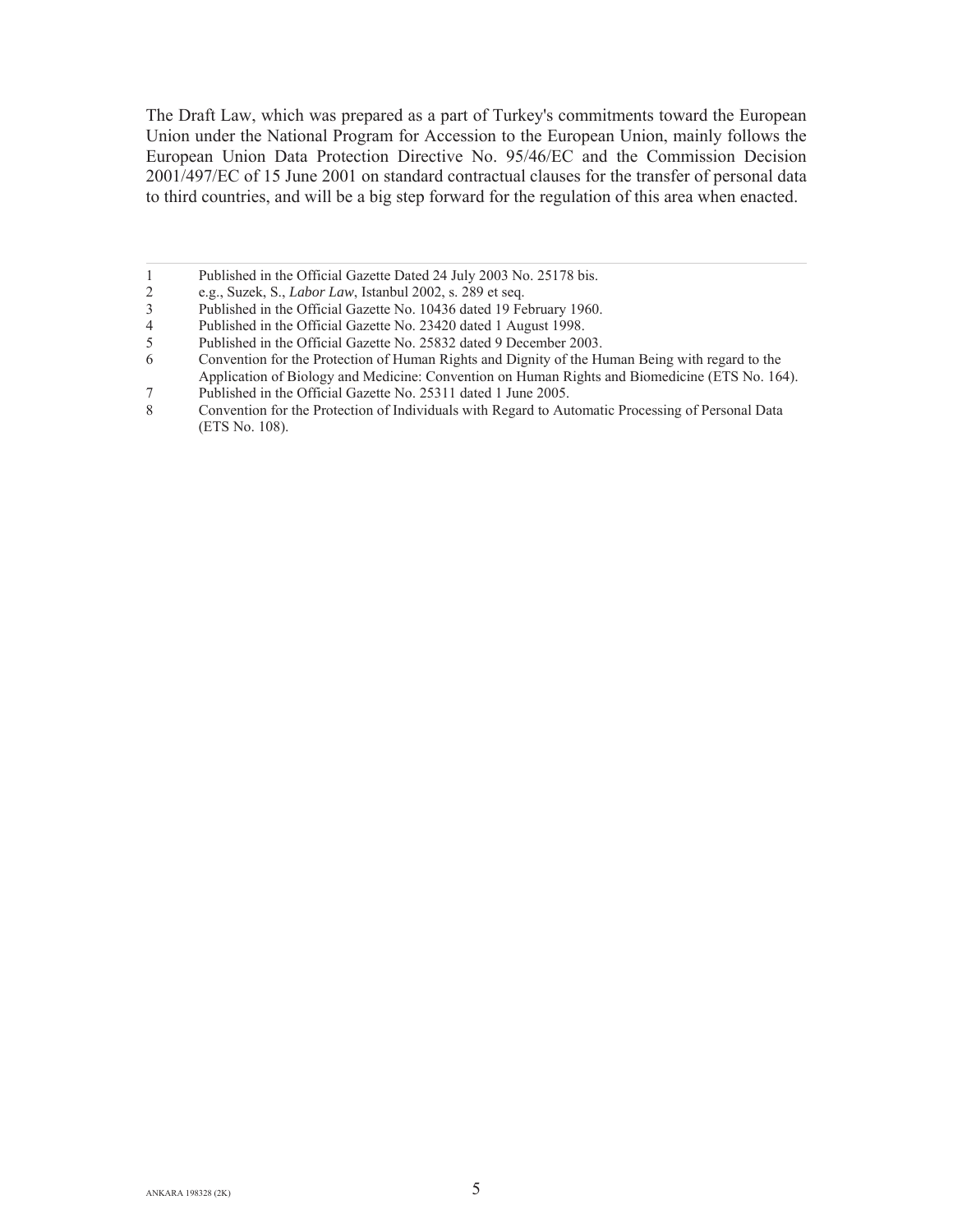The Draft Law, which was prepared as a part of Turkey's commitments toward the European Union under the National Program for Accession to the European Union, mainly follows the European Union Data Protection Directive No. 95/46/EC and the Commission Decision 2001/497/EC of 15 June 2001 on standard contractual clauses for the transfer of personal data to third countries, and will be a big step forward for the regulation of this area when enacted.

---

1 Published in the Official Gazette Dated 24 July 2003 No. 25178 bis.

2 e.g., Suzek, S., *Labor Law*, Istanbul 2002, s. 289 et seq.

3 Published in the Official Gazette No. 10436 dated 19 February 1960.

4 Published in the Official Gazette No. 23420 dated 1 August 1998.

5 Published in the Official Gazette No. 25832 dated 9 December 2003.

6 Convention for the Protection of Human Rights and Dignity of the Human Being with regard to the Application of Biology and Medicine: Convention on Human Rights and Biomedicine (ETS No. 164).

7 Published in the Official Gazette No. 25311 dated 1 June 2005.

8 Convention for the Protection of Individuals with Regard to Automatic Processing of Personal Data (ETS No. 108).